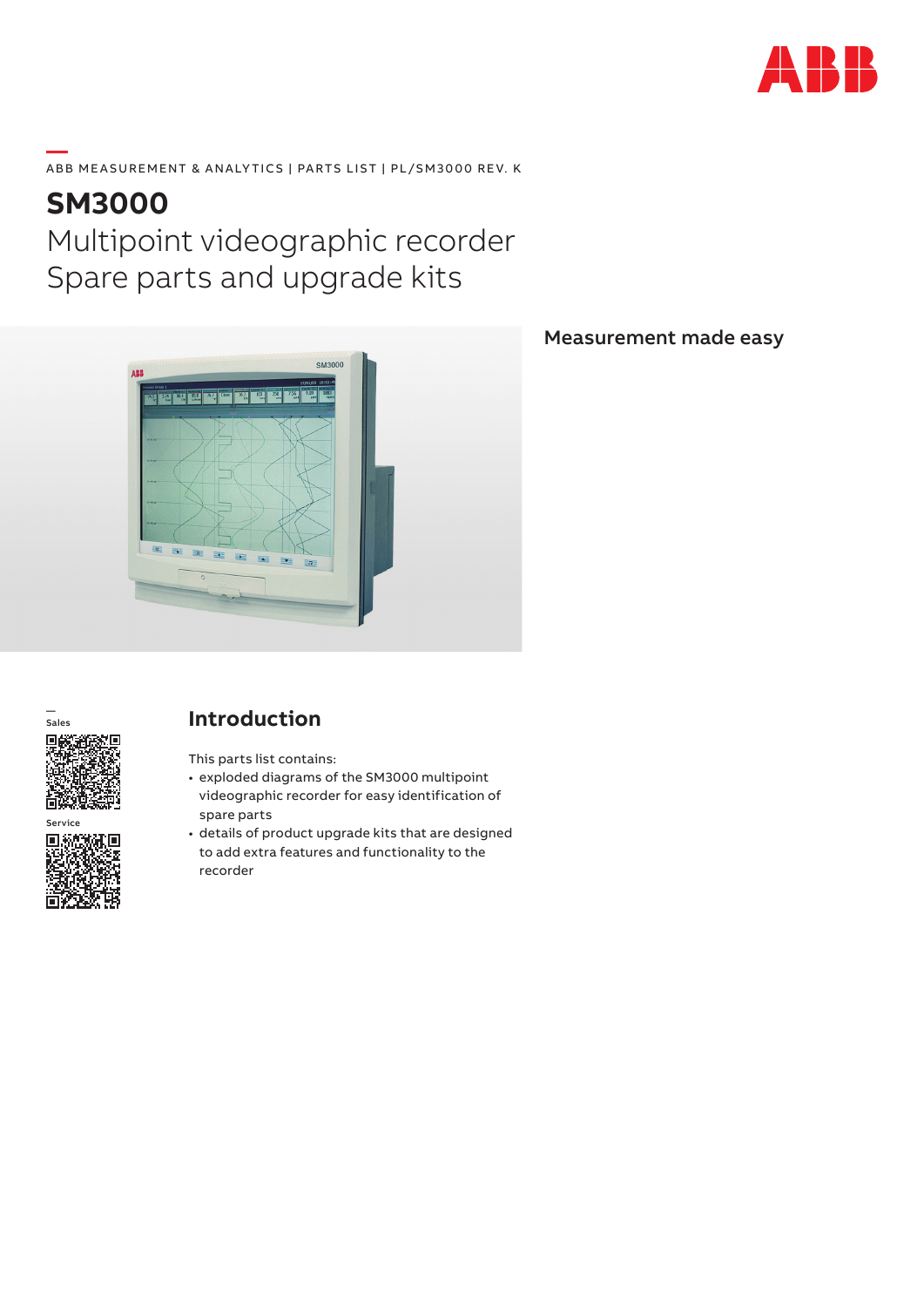ABB MEASUREMENT & ANALYTICS | PARTS LIST | PL/SM3000 REV. K

# SM3000

## Multipoint videographic recorder
## Spare parts and upgrade kits

**Measurement made easy**

Sales

Service

## Introduction

This parts list contains:

- exploded diagrams of the SM3000 multipoint videographic recorder for easy identification of spare parts
- details of product upgrade kits that are designed to add extra features and functionality to the recorder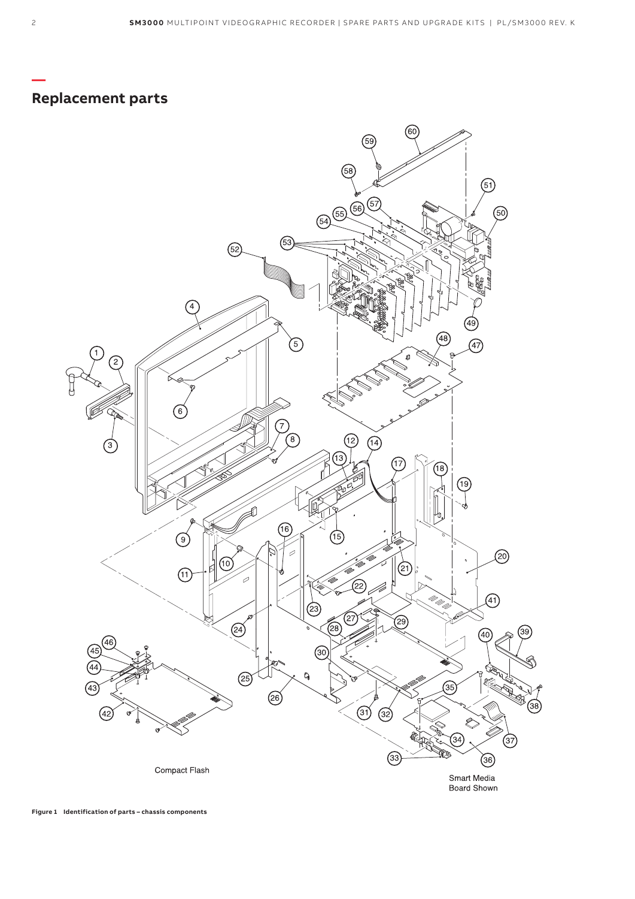## Replacement parts

Compact Flash

Smart Media Board Shown

**Figure 1 Identification of parts – chassis components**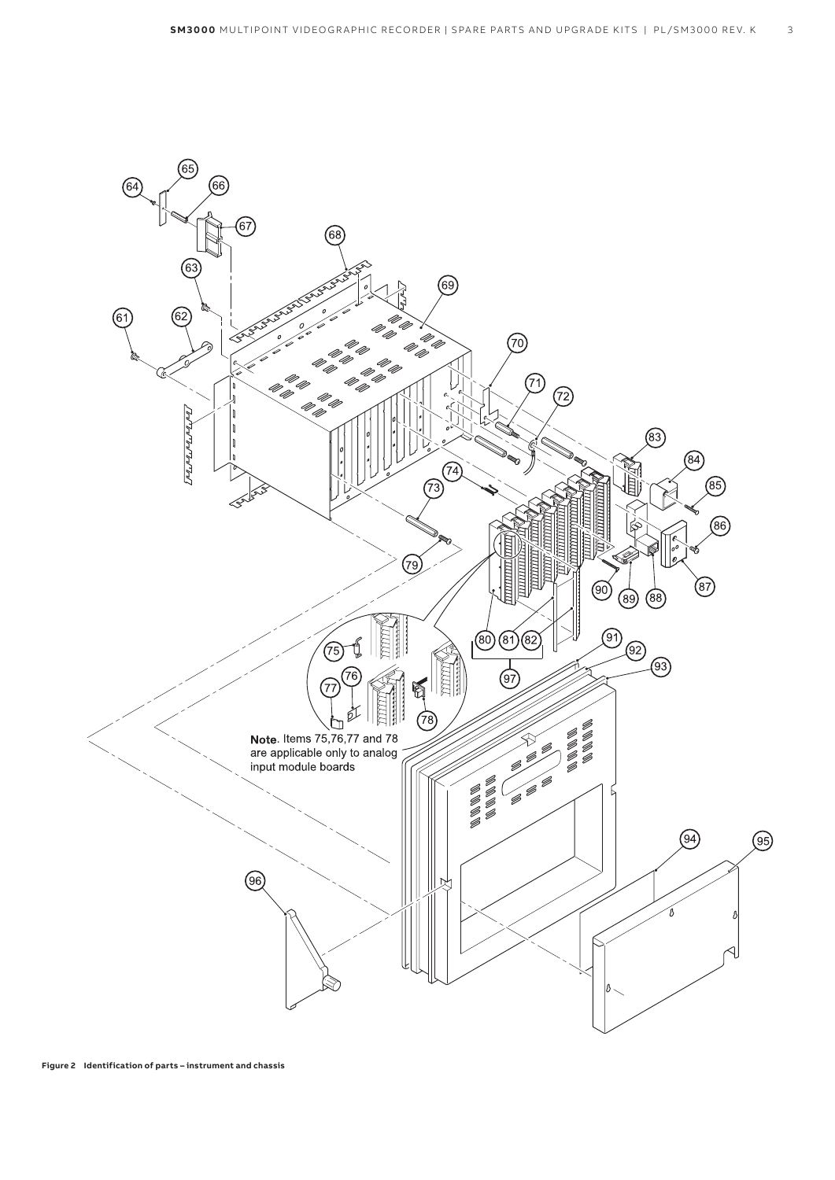Note. Items 75,76,77 and 78 are applicable only to analog input module boards

**Figure 2 Identification of parts – instrument and chassis**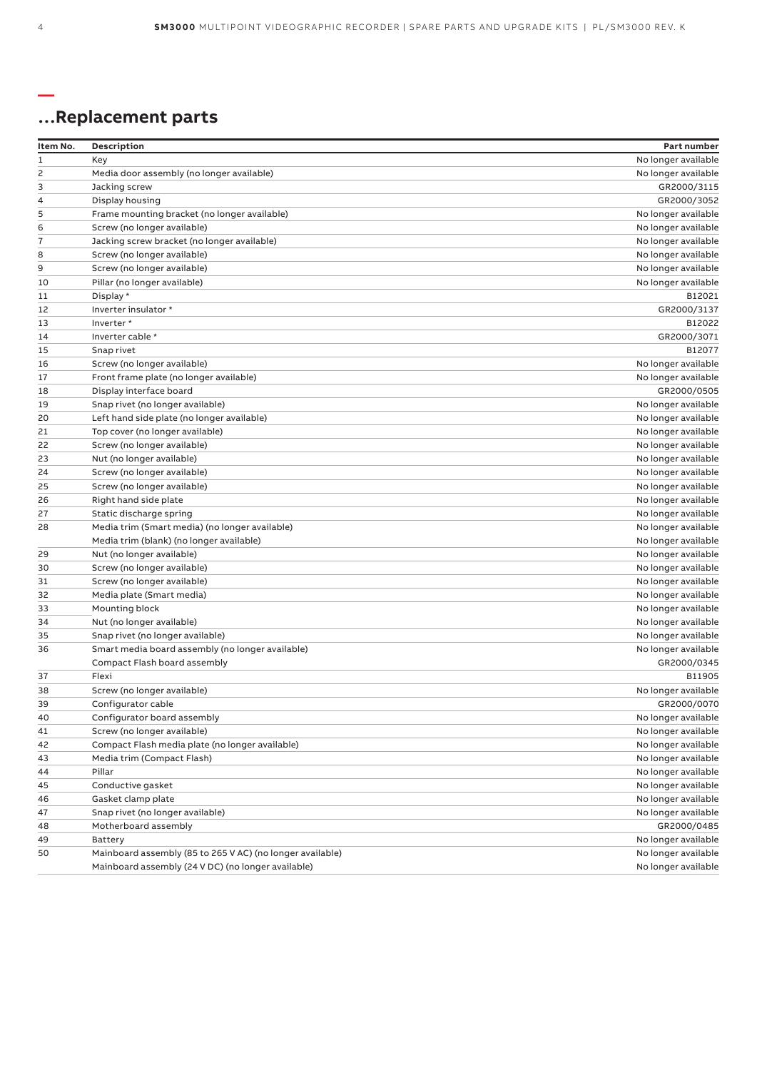## ...Replacement parts

| Item No. | Description | Part number |
|---|---|---|
| 1 | Key | No longer available |
| 2 | Media door assembly (no longer available) | No longer available |
| 3 | Jacking screw | GR2000/3115 |
| 4 | Display housing | GR2000/3052 |
| 5 | Frame mounting bracket (no longer available) | No longer available |
| 6 | Screw (no longer available) | No longer available |
| 7 | Jacking screw bracket (no longer available) | No longer available |
| 8 | Screw (no longer available) | No longer available |
| 9 | Screw (no longer available) | No longer available |
| 10 | Pillar (no longer available) | No longer available |
| 11 | Display * | B12021 |
| 12 | Inverter insulator * | GR2000/3137 |
| 13 | Inverter * | B12022 |
| 14 | Inverter cable * | GR2000/3071 |
| 15 | Snap rivet | B12077 |
| 16 | Screw (no longer available) | No longer available |
| 17 | Front frame plate (no longer available) | No longer available |
| 18 | Display interface board | GR2000/0505 |
| 19 | Snap rivet (no longer available) | No longer available |
| 20 | Left hand side plate (no longer available) | No longer available |
| 21 | Top cover (no longer available) | No longer available |
| 22 | Screw (no longer available) | No longer available |
| 23 | Nut (no longer available) | No longer available |
| 24 | Screw (no longer available) | No longer available |
| 25 | Screw (no longer available) | No longer available |
| 26 | Right hand side plate | No longer available |
| 27 | Static discharge spring | No longer available |
| 28 | Media trim (Smart media) (no longer available) | No longer available |
| | Media trim (blank) (no longer available) | No longer available |
| 29 | Nut (no longer available) | No longer available |
| 30 | Screw (no longer available) | No longer available |
| 31 | Screw (no longer available) | No longer available |
| 32 | Media plate (Smart media) | No longer available |
| 33 | Mounting block | No longer available |
| 34 | Nut (no longer available) | No longer available |
| 35 | Snap rivet (no longer available) | No longer available |
| 36 | Smart media board assembly (no longer available) | No longer available |
| | Compact Flash board assembly | GR2000/0345 |
| 37 | Flexi | B11905 |
| 38 | Screw (no longer available) | No longer available |
| 39 | Configurator cable | GR2000/0070 |
| 40 | Configurator board assembly | No longer available |
| 41 | Screw (no longer available) | No longer available |
| 42 | Compact Flash media plate (no longer available) | No longer available |
| 43 | Media trim (Compact Flash) | No longer available |
| 44 | Pillar | No longer available |
| 45 | Conductive gasket | No longer available |
| 46 | Gasket clamp plate | No longer available |
| 47 | Snap rivet (no longer available) | No longer available |
| 48 | Motherboard assembly | GR2000/0485 |
| 49 | Battery | No longer available |
| 50 | Mainboard assembly (85 to 265 V AC) (no longer available) | No longer available |
| | Mainboard assembly (24 V DC) (no longer available) | No longer available |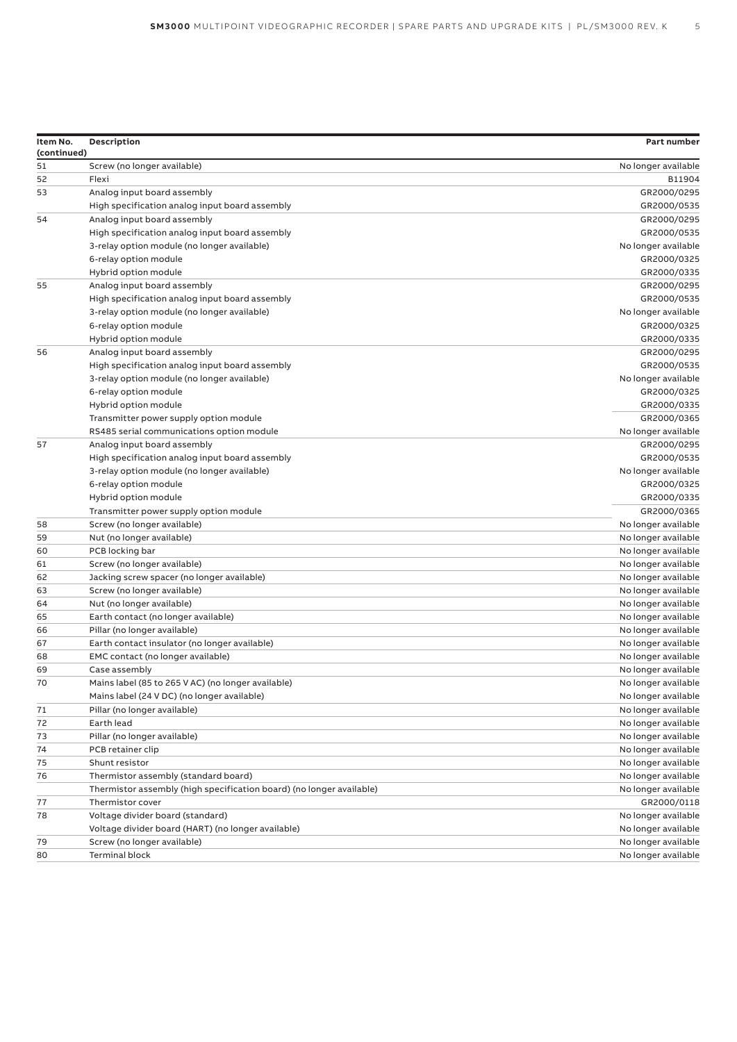| Item No. (continued) | Description | Part number |
|---|---|---|
| 51 | Screw (no longer available) | No longer available |
| 52 | Flexi | B11904 |
| 53 | Analog input board assembly | GR2000/0295 |
| | High specification analog input board assembly | GR2000/0535 |
| 54 | Analog input board assembly | GR2000/0295 |
| | High specification analog input board assembly | GR2000/0535 |
| | 3-relay option module (no longer available) | No longer available |
| | 6-relay option module | GR2000/0325 |
| | Hybrid option module | GR2000/0335 |
| 55 | Analog input board assembly | GR2000/0295 |
| | High specification analog input board assembly | GR2000/0535 |
| | 3-relay option module (no longer available) | No longer available |
| | 6-relay option module | GR2000/0325 |
| | Hybrid option module | GR2000/0335 |
| 56 | Analog input board assembly | GR2000/0295 |
| | High specification analog input board assembly | GR2000/0535 |
| | 3-relay option module (no longer available) | No longer available |
| | 6-relay option module | GR2000/0325 |
| | Hybrid option module | GR2000/0335 |
| | Transmitter power supply option module | GR2000/0365 |
| | RS485 serial communications option module | No longer available |
| 57 | Analog input board assembly | GR2000/0295 |
| | High specification analog input board assembly | GR2000/0535 |
| | 3-relay option module (no longer available) | No longer available |
| | 6-relay option module | GR2000/0325 |
| | Hybrid option module | GR2000/0335 |
| | Transmitter power supply option module | GR2000/0365 |
| 58 | Screw (no longer available) | No longer available |
| 59 | Nut (no longer available) | No longer available |
| 60 | PCB locking bar | No longer available |
| 61 | Screw (no longer available) | No longer available |
| 62 | Jacking screw spacer (no longer available) | No longer available |
| 63 | Screw (no longer available) | No longer available |
| 64 | Nut (no longer available) | No longer available |
| 65 | Earth contact (no longer available) | No longer available |
| 66 | Pillar (no longer available) | No longer available |
| 67 | Earth contact insulator (no longer available) | No longer available |
| 68 | EMC contact (no longer available) | No longer available |
| 69 | Case assembly | No longer available |
| 70 | Mains label (85 to 265 V AC) (no longer available) | No longer available |
| | Mains label (24 V DC) (no longer available) | No longer available |
| 71 | Pillar (no longer available) | No longer available |
| 72 | Earth lead | No longer available |
| 73 | Pillar (no longer available) | No longer available |
| 74 | PCB retainer clip | No longer available |
| 75 | Shunt resistor | No longer available |
| 76 | Thermistor assembly (standard board) | No longer available |
| | Thermistor assembly (high specification board) (no longer available) | No longer available |
| 77 | Thermistor cover | GR2000/0118 |
| 78 | Voltage divider board (standard) | No longer available |
| | Voltage divider board (HART) (no longer available) | No longer available |
| 79 | Screw (no longer available) | No longer available |
| 80 | Terminal block | No longer available |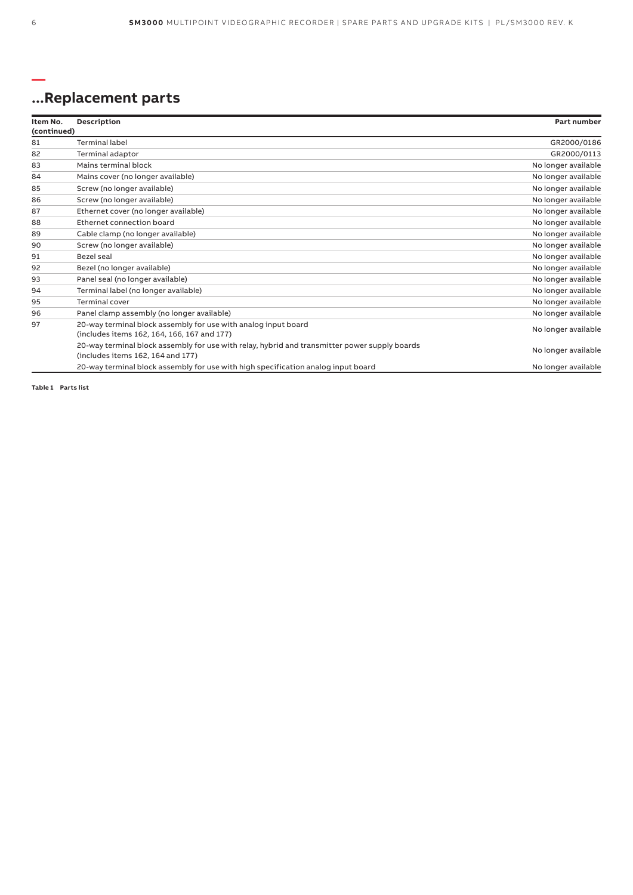## ...Replacement parts

| Item No. (continued) | Description | Part number |
|---|---|---|
| 81 | Terminal label | GR2000/0186 |
| 82 | Terminal adaptor | GR2000/0113 |
| 83 | Mains terminal block | No longer available |
| 84 | Mains cover (no longer available) | No longer available |
| 85 | Screw (no longer available) | No longer available |
| 86 | Screw (no longer available) | No longer available |
| 87 | Ethernet cover (no longer available) | No longer available |
| 88 | Ethernet connection board | No longer available |
| 89 | Cable clamp (no longer available) | No longer available |
| 90 | Screw (no longer available) | No longer available |
| 91 | Bezel seal | No longer available |
| 92 | Bezel (no longer available) | No longer available |
| 93 | Panel seal (no longer available) | No longer available |
| 94 | Terminal label (no longer available) | No longer available |
| 95 | Terminal cover | No longer available |
| 96 | Panel clamp assembly (no longer available) | No longer available |
| 97 | 20-way terminal block assembly for use with analog input board (includes items 162, 164, 166, 167 and 177) | No longer available |
| | 20-way terminal block assembly for use with relay, hybrid and transmitter power supply boards (includes items 162, 164 and 177) | No longer available |
| | 20-way terminal block assembly for use with high specification analog input board | No longer available |

**Table 1 Parts list**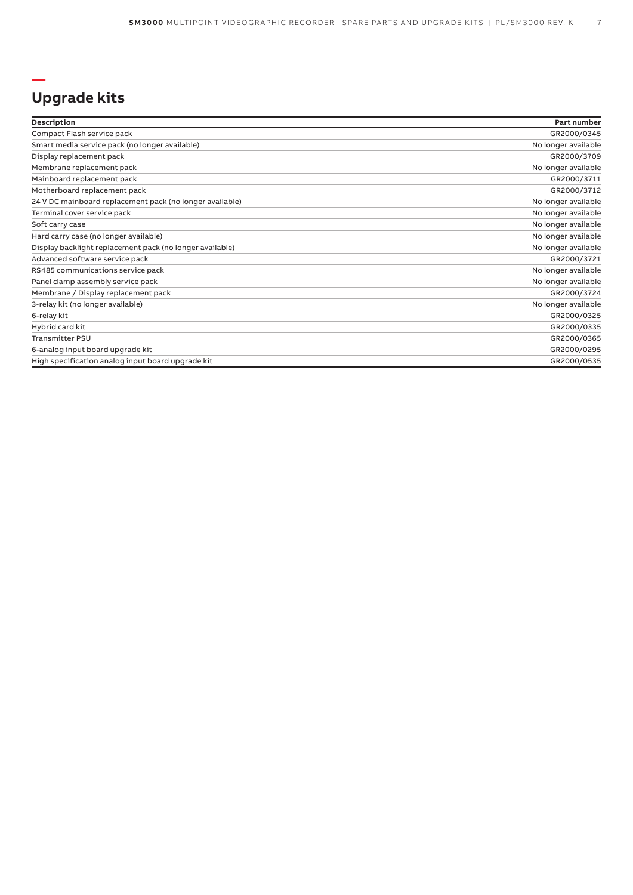## Upgrade kits

| Description | Part number |
| --- | --- |
| Compact Flash service pack | GR2000/0345 |
| Smart media service pack (no longer available) | No longer available |
| Display replacement pack | GR2000/3709 |
| Membrane replacement pack | No longer available |
| Mainboard replacement pack | GR2000/3711 |
| Motherboard replacement pack | GR2000/3712 |
| 24 V DC mainboard replacement pack (no longer available) | No longer available |
| Terminal cover service pack | No longer available |
| Soft carry case | No longer available |
| Hard carry case (no longer available) | No longer available |
| Display backlight replacement pack (no longer available) | No longer available |
| Advanced software service pack | GR2000/3721 |
| RS485 communications service pack | No longer available |
| Panel clamp assembly service pack | No longer available |
| Membrane / Display replacement pack | GR2000/3724 |
| 3-relay kit (no longer available) | No longer available |
| 6-relay kit | GR2000/0325 |
| Hybrid card kit | GR2000/0335 |
| Transmitter PSU | GR2000/0365 |
| 6-analog input board upgrade kit | GR2000/0295 |
| High specification analog input board upgrade kit | GR2000/0535 |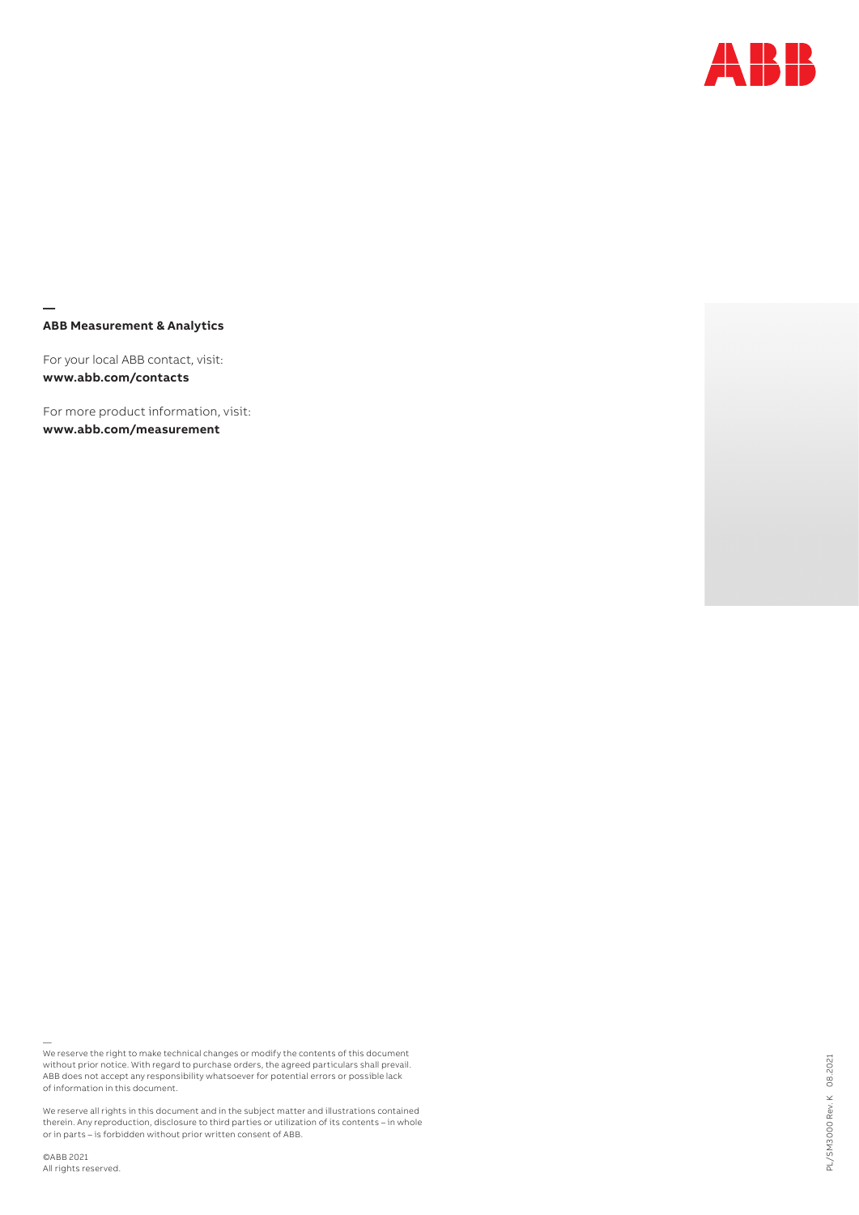—
**ABB Measurement & Analytics**

For your local ABB contact, visit:
**www.abb.com/contacts**

For more product information, visit:
**www.abb.com/measurement**

—
We reserve the right to make technical changes or modify the contents of this document without prior notice. With regard to purchase orders, the agreed particulars shall prevail. ABB does not accept any responsibility whatsoever for potential errors or possible lack of information in this document.

We reserve all rights in this document and in the subject matter and illustrations contained therein. Any reproduction, disclosure to third parties or utilization of its contents – in whole or in parts – is forbidden without prior written consent of ABB.

©ABB 2021
All rights reserved.

PL/SM3000 Rev. K 08.2021